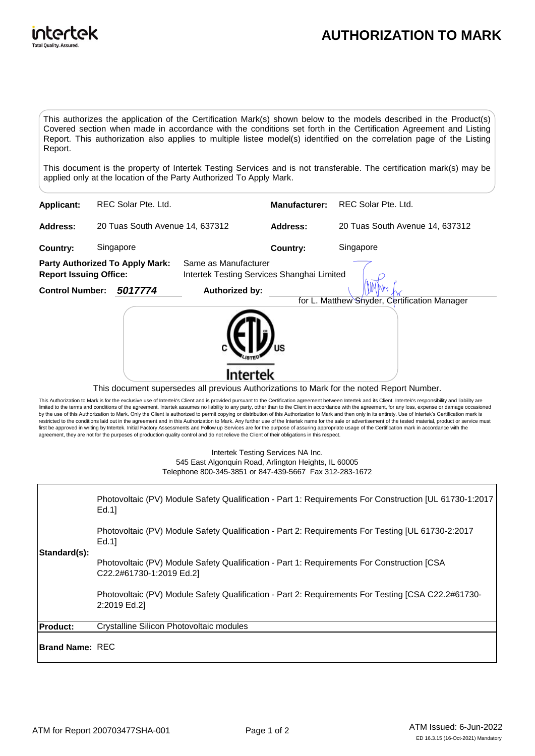# AUTHORIZATION TO MARK

This authorizes the application of the Certification Mark(s) shown below to the models described in the Product(s) Covered section when made in accordance with the conditions set forth in the Certification Agreement and Listing Report. This authorization also applies to multiple listee model(s) identified on the correlation page of the Listing Report.

This document is the property of Intertek Testing Services and is not transferable. The certification mark(s) may be applied only at the location of the Party Authorized To Apply Mark.

| | | | |
|---|---|---|---|
| **Applicant:** | REC Solar Pte. Ltd. | **Manufacturer:** | REC Solar Pte. Ltd. |
| **Address:** | 20 Tuas South Avenue 14, 637312 | **Address:** | 20 Tuas South Avenue 14, 637312 |
| **Country:** | Singapore | **Country:** | Singapore |

**Party Authorized To Apply Mark:** Same as Manufacturer
**Report Issuing Office:** Intertek Testing Services Shanghai Limited

**Control Number:** ***5017774*** **Authorized by:** for L. Matthew Snyder, Certification Manager

C ETL LISTED US
Intertek

This document supersedes all previous Authorizations to Mark for the noted Report Number.

This Authorization to Mark is for the exclusive use of Intertek's Client and is provided pursuant to the Certification agreement between Intertek and its Client. Intertek's responsibility and liability are limited to the terms and conditions of the agreement. Intertek assumes no liability to any party, other than to the Client in accordance with the agreement, for any loss, expense or damage occasioned by the use of this Authorization to Mark. Only the Client is authorized to permit copying or distribution of this Authorization to Mark and then only in its entirety. Use of Intertek's Certification mark is restricted to the conditions laid out in the agreement and in this Authorization to Mark. Any further use of the Intertek name for the sale or advertisement of the tested material, product or service must first be approved in writing by Intertek. Initial Factory Assessments and Follow up Services are for the purpose of assuring appropriate usage of the Certification mark in accordance with the agreement, they are not for the purposes of production quality control and do not relieve the Client of their obligations in this respect.

Intertek Testing Services NA Inc.
545 East Algonquin Road, Arlington Heights, IL 60005
Telephone 800-345-3851 or 847-439-5667 Fax 312-283-1672

| | |
|---|---|
| **Standard(s):** | Photovoltaic (PV) Module Safety Qualification - Part 1: Requirements For Construction [UL 61730-1:2017 Ed.1]<br><br>Photovoltaic (PV) Module Safety Qualification - Part 2: Requirements For Testing [UL 61730-2:2017 Ed.1]<br><br>Photovoltaic (PV) Module Safety Qualification - Part 1: Requirements For Construction [CSA C22.2#61730-1:2019 Ed.2]<br><br>Photovoltaic (PV) Module Safety Qualification - Part 2: Requirements For Testing [CSA C22.2#61730-2:2019 Ed.2] |
| **Product:** | Crystalline Silicon Photovoltaic modules |
| **Brand Name:** | REC |

ATM for Report 200703477SHA-001

ATM Issued: 6-Jun-2022

ED 16.3.15 (16-Oct-2021) Mandatory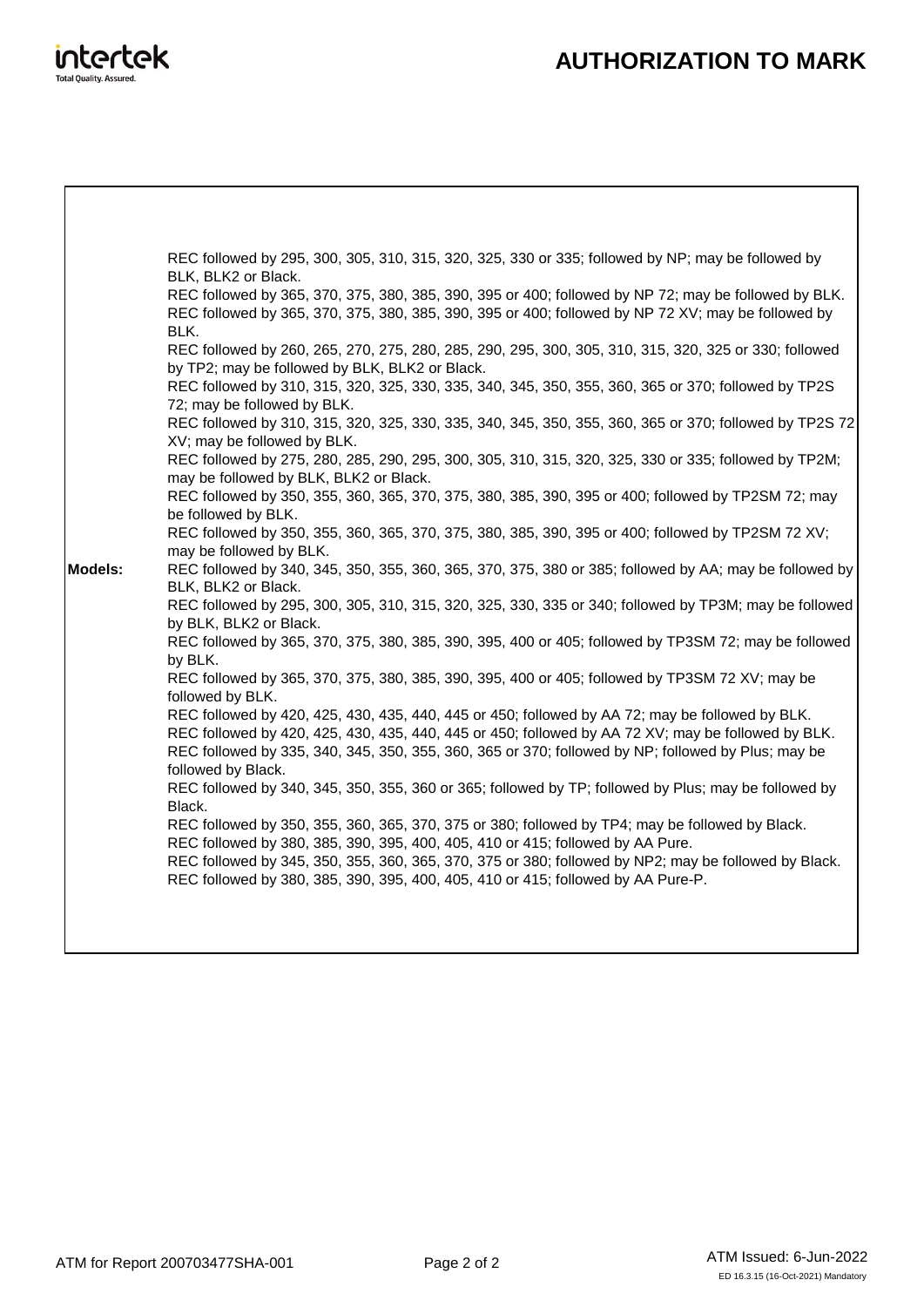# AUTHORIZATION TO MARK

| | |
|---|---|
| **Models:** | REC followed by 295, 300, 305, 310, 315, 320, 325, 330 or 335; followed by NP; may be followed by BLK, BLK2 or Black.<br>REC followed by 365, 370, 375, 380, 385, 390, 395 or 400; followed by NP 72; may be followed by BLK.<br>REC followed by 365, 370, 375, 380, 385, 390, 395 or 400; followed by NP 72 XV; may be followed by BLK.<br>REC followed by 260, 265, 270, 275, 280, 285, 290, 295, 300, 305, 310, 315, 320, 325 or 330; followed by TP2; may be followed by BLK, BLK2 or Black.<br>REC followed by 310, 315, 320, 325, 330, 335, 340, 345, 350, 355, 360, 365 or 370; followed by TP2S 72; may be followed by BLK.<br>REC followed by 310, 315, 320, 325, 330, 335, 340, 345, 350, 355, 360, 365 or 370; followed by TP2S 72 XV; may be followed by BLK.<br>REC followed by 275, 280, 285, 290, 295, 300, 305, 310, 315, 320, 325, 330 or 335; followed by TP2M; may be followed by BLK, BLK2 or Black.<br>REC followed by 350, 355, 360, 365, 370, 375, 380, 385, 390, 395 or 400; followed by TP2SM 72; may be followed by BLK.<br>REC followed by 350, 355, 360, 365, 370, 375, 380, 385, 390, 395 or 400; followed by TP2SM 72 XV; may be followed by BLK.<br>REC followed by 340, 345, 350, 355, 360, 365, 370, 375, 380 or 385; followed by AA; may be followed by BLK, BLK2 or Black.<br>REC followed by 295, 300, 305, 310, 315, 320, 325, 330, 335 or 340; followed by TP3M; may be followed by BLK, BLK2 or Black.<br>REC followed by 365, 370, 375, 380, 385, 390, 395, 400 or 405; followed by TP3SM 72; may be followed by BLK.<br>REC followed by 365, 370, 375, 380, 385, 390, 395, 400 or 405; followed by TP3SM 72 XV; may be followed by BLK.<br>REC followed by 420, 425, 430, 435, 440, 445 or 450; followed by AA 72; may be followed by BLK.<br>REC followed by 420, 425, 430, 435, 440, 445 or 450; followed by AA 72 XV; may be followed by BLK.<br>REC followed by 335, 340, 345, 350, 355, 360, 365 or 370; followed by NP; followed by Plus; may be followed by Black.<br>REC followed by 340, 345, 350, 355, 360 or 365; followed by TP; followed by Plus; may be followed by Black.<br>REC followed by 350, 355, 360, 365, 370, 375 or 380; followed by TP4; may be followed by Black.<br>REC followed by 380, 385, 390, 395, 400, 405, 410 or 415; followed by AA Pure.<br>REC followed by 345, 350, 355, 360, 365, 370, 375 or 380; followed by NP2; may be followed by Black.<br>REC followed by 380, 385, 390, 395, 400, 405, 410 or 415; followed by AA Pure-P. |

ATM for Report 200703477SHA-001

ATM Issued: 6-Jun-2022

ED 16.3.15 (16-Oct-2021) Mandatory